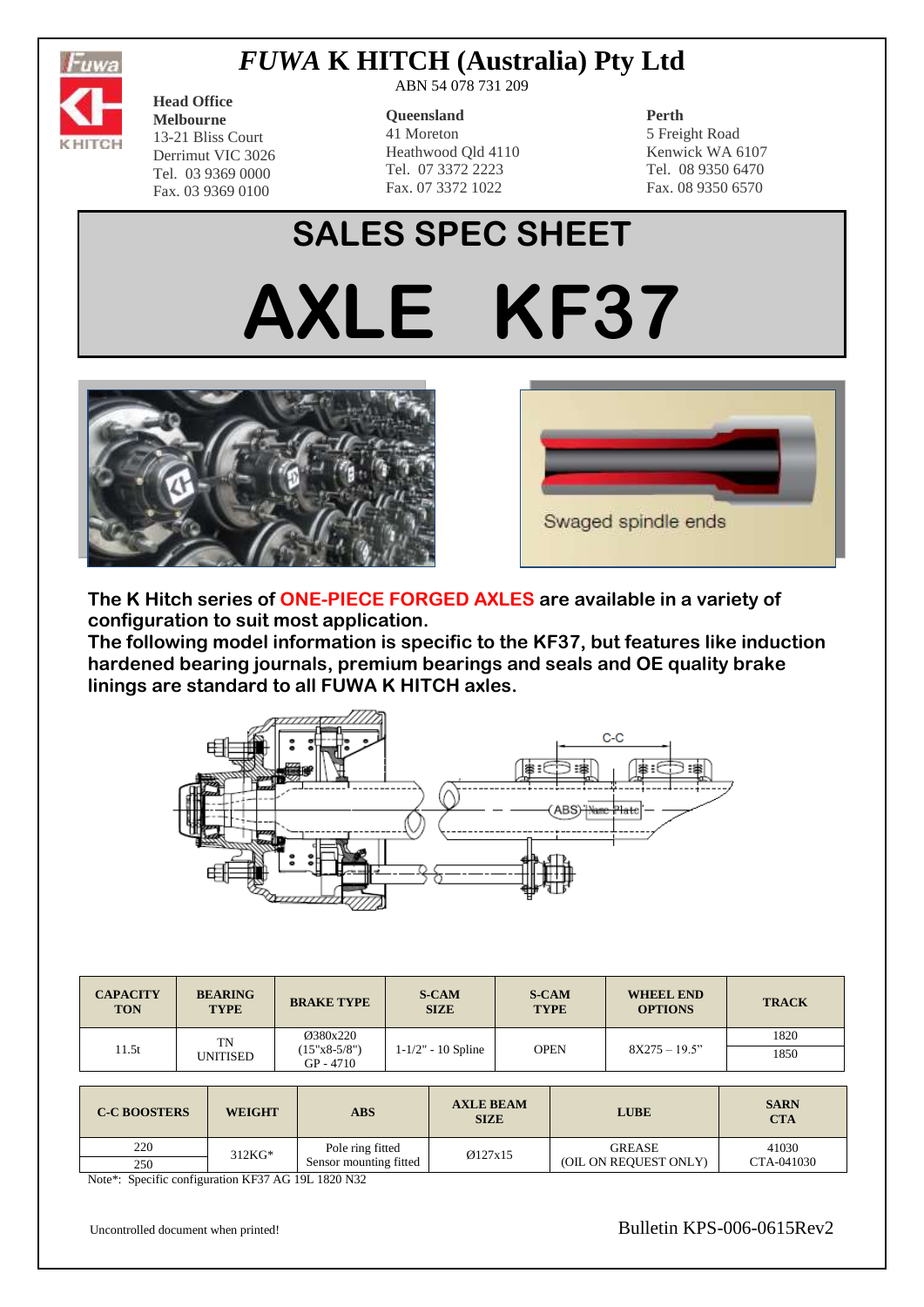# *FUWA* K HITCH (Australia) Pty Ltd

ABN 54 078 731 209

**Head Office**
**Melbourne**
13-21 Bliss Court
Derrimut VIC 3026
Tel. 03 9369 0000
Fax. 03 9369 0100

**Queensland**
41 Moreton
Heathwood Qld 4110
Tel. 07 3372 2223
Fax. 07 3372 1022

**Perth**
5 Freight Road
Kenwick WA 6107
Tel. 08 9350 6470
Fax. 08 9350 6570

# SALES SPEC SHEET

# AXLE KF37

Swaged spindle ends

**The K Hitch series of ONE-PIECE FORGED AXLES are available in a variety of configuration to suit most application.**
**The following model information is specific to the KF37, but features like induction hardened bearing journals, premium bearings and seals and OE quality brake linings are standard to all FUWA K HITCH axles.**

C-C

(ABS) Name Plate

| CAPACITY TON | BEARING TYPE | BRAKE TYPE | S-CAM SIZE | S-CAM TYPE | WHEEL END OPTIONS | TRACK |
|---|---|---|---|---|---|---|
| 11.5t | TN UNITISED | Ø380x220 (15"x8-5/8") GP - 4710 | 1-1/2" - 10 Spline | OPEN | 8X275 – 19.5" | 1820 |
| | | | | | | 1850 |

| C-C BOOSTERS | WEIGHT | ABS | AXLE BEAM SIZE | LUBE | SARN CTA |
|---|---|---|---|---|---|
| 220 | 312KG* | Pole ring fitted Sensor mounting fitted | Ø127x15 | GREASE (OIL ON REQUEST ONLY) | 41030 CTA-041030 |
| 250 | | | | | |

Note*: Specific configuration KF37 AG 19L 1820 N32

Uncontrolled document when printed!

Bulletin KPS-006-0615Rev2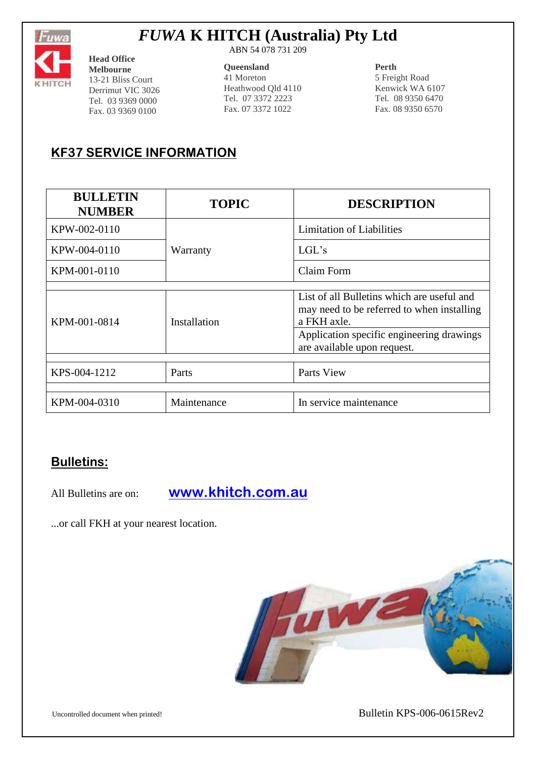# *FUWA* K HITCH (Australia) Pty Ltd

ABN 54 078 731 209

**Head Office**
**Melbourne**
13-21 Bliss Court
Derrimut VIC 3026
Tel. 03 9369 0000
Fax. 03 9369 0100

**Queensland**
41 Moreton
Heathwood Qld 4110
Tel. 07 3372 2223
Fax. 07 3372 1022

**Perth**
5 Freight Road
Kenwick WA 6107
Tel. 08 9350 6470
Fax. 08 9350 6570

## KF37 SERVICE INFORMATION

| BULLETIN NUMBER | TOPIC | DESCRIPTION |
|---|---|---|
| KPW-002-0110 | Warranty | Limitation of Liabilities |
| KPW-004-0110 | | LGL's |
| KPM-001-0110 | | Claim Form |
| | | |
| KPM-001-0814 | Installation | List of all Bulletins which are useful and may need to be referred to when installing a FKH axle. |
| | | Application specific engineering drawings are available upon request. |
| | | |
| KPS-004-1212 | Parts | Parts View |
| | | |
| KPM-004-0310 | Maintenance | In service maintenance |

## Bulletins:

All Bulletins are on: **www.khitch.com.au**

...or call FKH at your nearest location.

Uncontrolled document when printed!

Bulletin KPS-006-0615Rev2